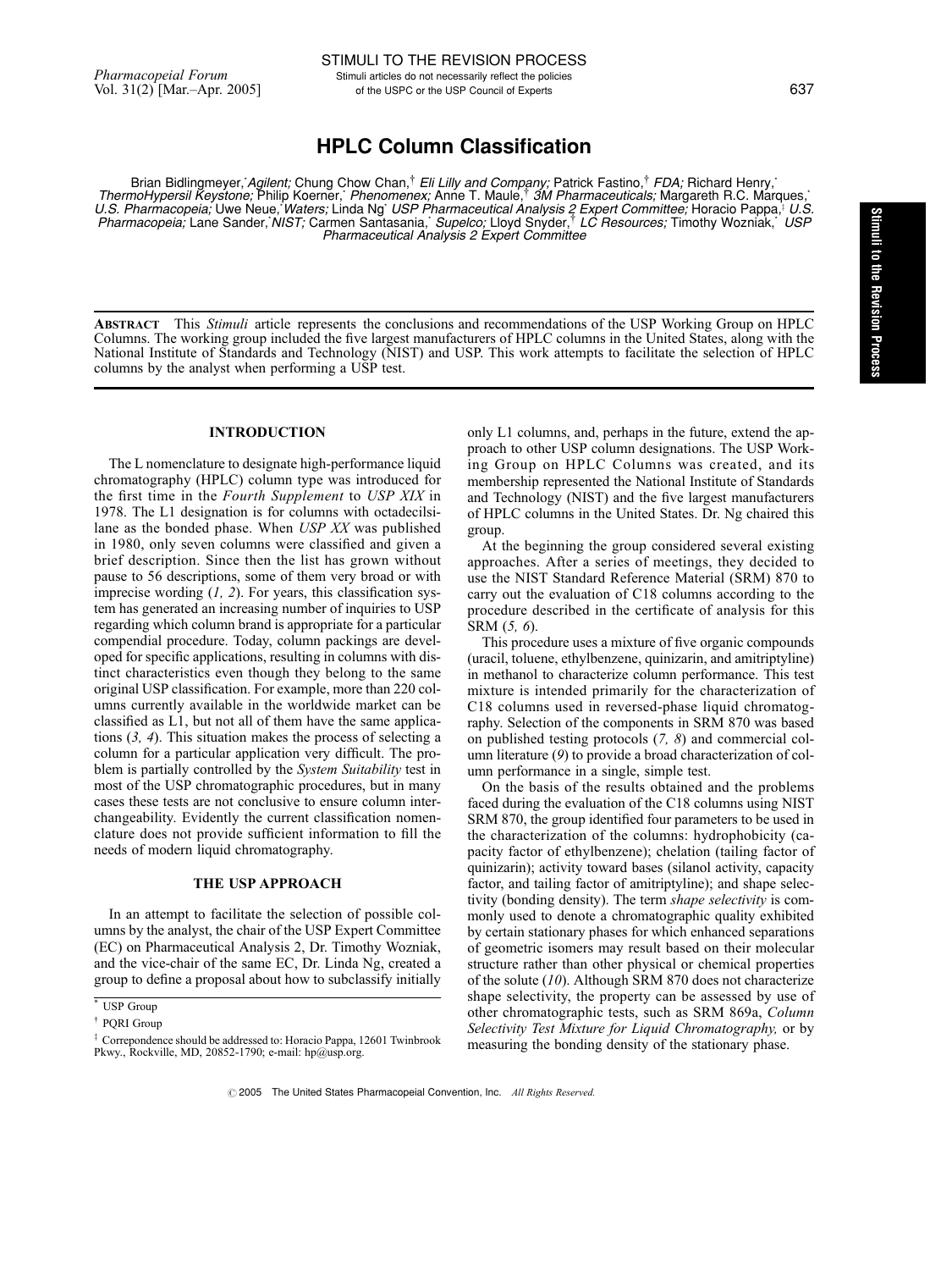STIMULI TO THE REVISION PROCESS

Stimuli articles do not necessarily reflect the policies of the USPC or the USP Council of Experts

# HPLC Column Classification

Brian Bidlingmeyer,[*] *Agilent;* Chung Chow Chan,[†] *Eli Lilly and Company;* Patrick Fastino,[†] *FDA;* Richard Henry,[*] *ThermoHypersil Keystone;* Philip Koerner,[*] *Phenomenex;* Anne T. Maule,[†] *3M Pharmaceuticals;* Margareth R.C. Marques,[*] *U.S. Pharmacopeia;* Uwe Neue,[*] *Waters;* Linda Ng[*] *USP Pharmaceutical Analysis 2 Expert Committee;* Horacio Pappa,[‡] *U.S. Pharmacopeia;* Lane Sander,[*] *NIST;* Carmen Santasania,[*] *Supelco;* Lloyd Snyder,[†] *LC Resources;* Timothy Wozniak,[*] *USP Pharmaceutical Analysis 2 Expert Committee*

**ABSTRACT** This *Stimuli* article represents the conclusions and recommendations of the USP Working Group on HPLC Columns. The working group included the five largest manufacturers of HPLC columns in the United States, along with the National Institute of Standards and Technology (NIST) and USP. This work attempts to facilitate the selection of HPLC columns by the analyst when performing a USP test.

## INTRODUCTION

The L nomenclature to designate high-performance liquid chromatography (HPLC) column type was introduced for the first time in the *Fourth Supplement* to *USP XIX* in 1978. The L1 designation is for columns with octadecilsilane as the bonded phase. When *USP XX* was published in 1980, only seven columns were classified and given a brief description. Since then the list has grown without pause to 56 descriptions, some of them very broad or with imprecise wording (*1, 2*). For years, this classification system has generated an increasing number of inquiries to USP regarding which column brand is appropriate for a particular compendial procedure. Today, column packings are developed for specific applications, resulting in columns with distinct characteristics even though they belong to the same original USP classification. For example, more than 220 columns currently available in the worldwide market can be classified as L1, but not all of them have the same applications (*3, 4*). This situation makes the process of selecting a column for a particular application very difficult. The problem is partially controlled by the *System Suitability* test in most of the USP chromatographic procedures, but in many cases these tests are not conclusive to ensure column interchangeability. Evidently the current classification nomenclature does not provide sufficient information to fill the needs of modern liquid chromatography.

## THE USP APPROACH

In an attempt to facilitate the selection of possible columns by the analyst, the chair of the USP Expert Committee (EC) on Pharmaceutical Analysis 2, Dr. Timothy Wozniak, and the vice-chair of the same EC, Dr. Linda Ng, created a group to define a proposal about how to subclassify initially only L1 columns, and, perhaps in the future, extend the approach to other USP column designations. The USP Working Group on HPLC Columns was created, and its membership represented the National Institute of Standards and Technology (NIST) and the five largest manufacturers of HPLC columns in the United States. Dr. Ng chaired this group.

At the beginning the group considered several existing approaches. After a series of meetings, they decided to use the NIST Standard Reference Material (SRM) 870 to carry out the evaluation of C18 columns according to the procedure described in the certificate of analysis for this SRM (*5, 6*).

This procedure uses a mixture of five organic compounds (uracil, toluene, ethylbenzene, quinizarin, and amitriptyline) in methanol to characterize column performance. This test mixture is intended primarily for the characterization of C18 columns used in reversed-phase liquid chromatography. Selection of the components in SRM 870 was based on published testing protocols (*7, 8*) and commercial column literature (*9*) to provide a broad characterization of column performance in a single, simple test.

On the basis of the results obtained and the problems faced during the evaluation of the C18 columns using NIST SRM 870, the group identified four parameters to be used in the characterization of the columns: hydrophobicity (capacity factor of ethylbenzene); chelation (tailing factor of quinizarin); activity toward bases (silanol activity, capacity factor, and tailing factor of amitriptyline); and shape selectivity (bonding density). The term *shape selectivity* is commonly used to denote a chromatographic quality exhibited by certain stationary phases for which enhanced separations of geometric isomers may result based on their molecular structure rather than other physical or chemical properties of the solute (*10*). Although SRM 870 does not characterize shape selectivity, the property can be assessed by use of other chromatographic tests, such as SRM 869a, *Column Selectivity Test Mixture for Liquid Chromatography,* or by measuring the bonding density of the stationary phase.

[*] USP Group

[†] PQRI Group

[‡] Correpondence should be addressed to: Horacio Pappa, 12601 Twinbrook Pkwy., Rockville, MD, 20852-1790; e-mail: hp@usp.org.

© 2005 The United States Pharmacopeial Convention, Inc. *All Rights Reserved.*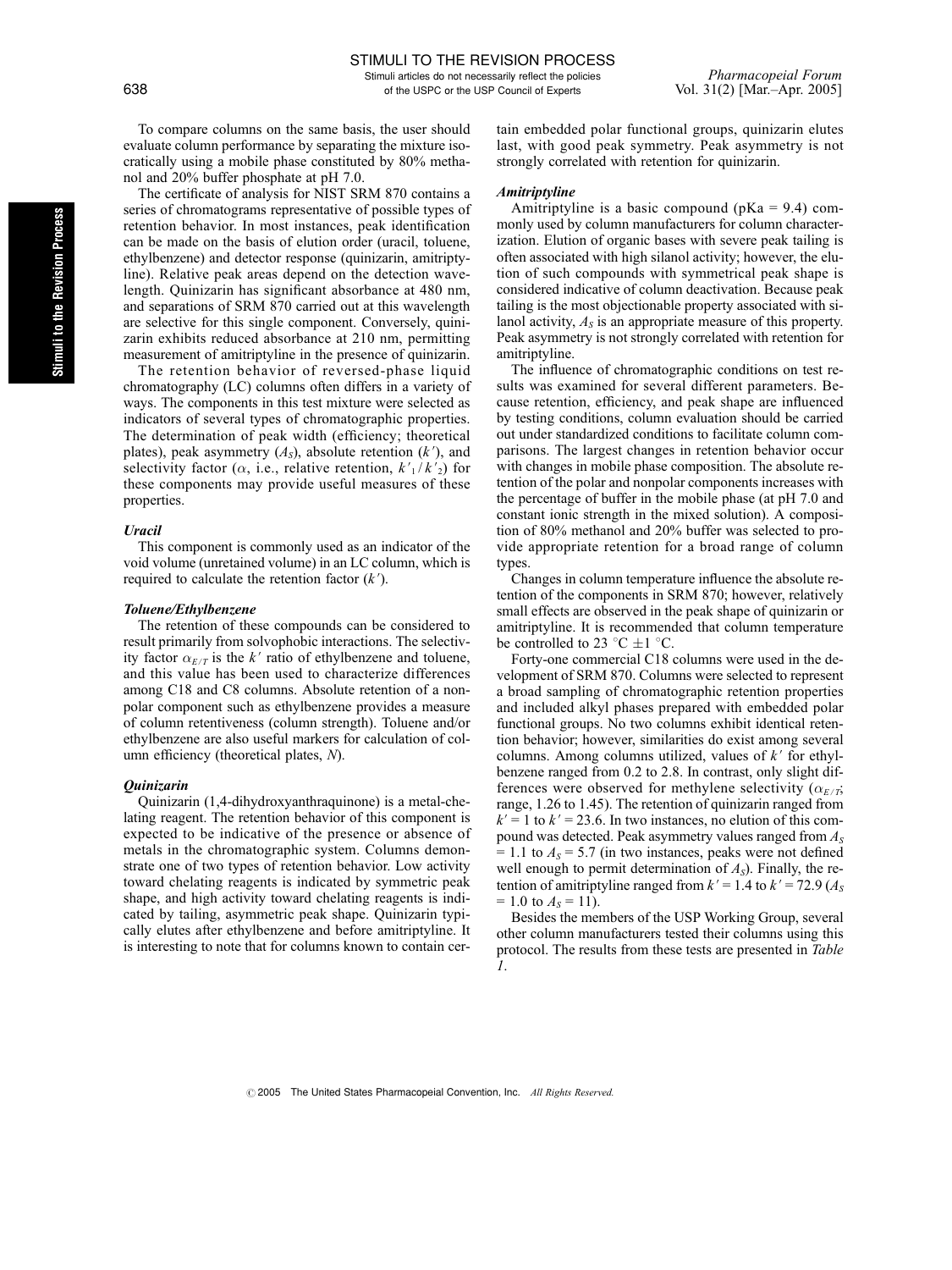To compare columns on the same basis, the user should evaluate column performance by separating the mixture isocratically using a mobile phase constituted by 80% methanol and 20% buffer phosphate at pH 7.0.

The certificate of analysis for NIST SRM 870 contains a series of chromatograms representative of possible types of retention behavior. In most instances, peak identification can be made on the basis of elution order (uracil, toluene, ethylbenzene) and detector response (quinizarin, amitriptyline). Relative peak areas depend on the detection wavelength. Quinizarin has significant absorbance at 480 nm, and separations of SRM 870 carried out at this wavelength are selective for this single component. Conversely, quinizarin exhibits reduced absorbance at 210 nm, permitting measurement of amitriptyline in the presence of quinizarin.

The retention behavior of reversed-phase liquid chromatography (LC) columns often differs in a variety of ways. The components in this test mixture were selected as indicators of several types of chromatographic properties. The determination of peak width (efficiency; theoretical plates), peak asymmetry ($A_S$), absolute retention ($k'$), and selectivity factor ($\alpha$, i.e., relative retention, $k'_1/k'_2$) for these components may provide useful measures of these properties.

### *Uracil*

This component is commonly used as an indicator of the void volume (unretained volume) in an LC column, which is required to calculate the retention factor ($k'$).

### *Toluene/Ethylbenzene*

The retention of these compounds can be considered to result primarily from solvophobic interactions. The selectivity factor $\alpha_{E/T}$ is the $k'$ ratio of ethylbenzene and toluene, and this value has been used to characterize differences among C18 and C8 columns. Absolute retention of a nonpolar component such as ethylbenzene provides a measure of column retentiveness (column strength). Toluene and/or ethylbenzene are also useful markers for calculation of column efficiency (theoretical plates, $N$).

### *Quinizarin*

Quinizarin (1,4-dihydroxyanthraquinone) is a metal-chelating reagent. The retention behavior of this component is expected to be indicative of the presence or absence of metals in the chromatographic system. Columns demonstrate one of two types of retention behavior. Low activity toward chelating reagents is indicated by symmetric peak shape, and high activity toward chelating reagents is indicated by tailing, asymmetric peak shape. Quinizarin typically elutes after ethylbenzene and before amitriptyline. It is interesting to note that for columns known to contain certain embedded polar functional groups, quinizarin elutes last, with good peak symmetry. Peak asymmetry is not strongly correlated with retention for quinizarin.

### *Amitriptyline*

Amitriptyline is a basic compound (pKa = 9.4) commonly used by column manufacturers for column characterization. Elution of organic bases with severe peak tailing is often associated with high silanol activity; however, the elution of such compounds with symmetrical peak shape is considered indicative of column deactivation. Because peak tailing is the most objectionable property associated with silanol activity, $A_S$ is an appropriate measure of this property. Peak asymmetry is not strongly correlated with retention for amitriptyline.

The influence of chromatographic conditions on test results was examined for several different parameters. Because retention, efficiency, and peak shape are influenced by testing conditions, column evaluation should be carried out under standardized conditions to facilitate column comparisons. The largest changes in retention behavior occur with changes in mobile phase composition. The absolute retention of the polar and nonpolar components increases with the percentage of buffer in the mobile phase (at pH 7.0 and constant ionic strength in the mixed solution). A composition of 80% methanol and 20% buffer was selected to provide appropriate retention for a broad range of column types.

Changes in column temperature influence the absolute retention of the components in SRM 870; however, relatively small effects are observed in the peak shape of quinizarin or amitriptyline. It is recommended that column temperature be controlled to 23 °C ±1 °C.

Forty-one commercial C18 columns were used in the development of SRM 870. Columns were selected to represent a broad sampling of chromatographic retention properties and included alkyl phases prepared with embedded polar functional groups. No two columns exhibit identical retention behavior; however, similarities do exist among several columns. Among columns utilized, values of $k'$ for ethylbenzene ranged from 0.2 to 2.8. In contrast, only slight differences were observed for methylene selectivity ($\alpha_{E/T}$; range, 1.26 to 1.45). The retention of quinizarin ranged from $k' = 1$ to $k' = 23.6$. In two instances, no elution of this compound was detected. Peak asymmetry values ranged from $A_S = 1.1$ to $A_S = 5.7$ (in two instances, peaks were not defined well enough to permit determination of $A_S$). Finally, the retention of amitriptyline ranged from $k' = 1.4$ to $k' = 72.9$ ($A_S = 1.0$ to $A_S = 11$).

Besides the members of the USP Working Group, several other column manufacturers tested their columns using this protocol. The results from these tests are presented in *Table 1*.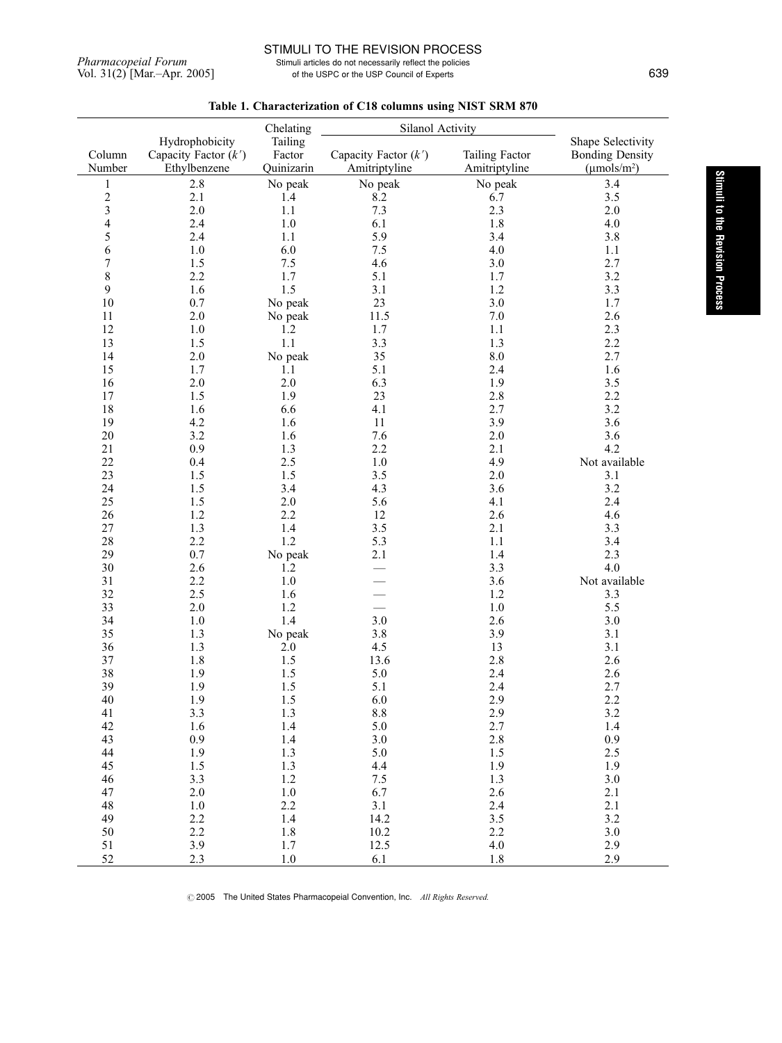**Table 1. Characterization of C18 columns using NIST SRM 870**

| Column Number | Hydrophobicity Capacity Factor ($k'$) Ethylbenzene | Chelating Tailing Factor Quinizarin | Silanol Activity Capacity Factor ($k'$) Amitriptyline | Silanol Activity Tailing Factor Amitriptyline | Shape Selectivity Bonding Density (μmols/m$^2$) |
|---|---|---|---|---|---|
| 1 | 2.8 | No peak | No peak | No peak | 3.4 |
| 2 | 2.1 | 1.4 | 8.2 | 6.7 | 3.5 |
| 3 | 2.0 | 1.1 | 7.3 | 2.3 | 2.0 |
| 4 | 2.4 | 1.0 | 6.1 | 1.8 | 4.0 |
| 5 | 2.4 | 1.1 | 5.9 | 3.4 | 3.8 |
| 6 | 1.0 | 6.0 | 7.5 | 4.0 | 1.1 |
| 7 | 1.5 | 7.5 | 4.6 | 3.0 | 2.7 |
| 8 | 2.2 | 1.7 | 5.1 | 1.7 | 3.2 |
| 9 | 1.6 | 1.5 | 3.1 | 1.2 | 3.3 |
| 10 | 0.7 | No peak | 23 | 3.0 | 1.7 |
| 11 | 2.0 | No peak | 11.5 | 7.0 | 2.6 |
| 12 | 1.0 | 1.2 | 1.7 | 1.1 | 2.3 |
| 13 | 1.5 | 1.1 | 3.3 | 1.3 | 2.2 |
| 14 | 2.0 | No peak | 35 | 8.0 | 2.7 |
| 15 | 1.7 | 1.1 | 5.1 | 2.4 | 1.6 |
| 16 | 2.0 | 2.0 | 6.3 | 1.9 | 3.5 |
| 17 | 1.5 | 1.9 | 23 | 2.8 | 2.2 |
| 18 | 1.6 | 6.6 | 4.1 | 2.7 | 3.2 |
| 19 | 4.2 | 1.6 | 11 | 3.9 | 3.6 |
| 20 | 3.2 | 1.6 | 7.6 | 2.0 | 3.6 |
| 21 | 0.9 | 1.3 | 2.2 | 2.1 | 4.2 |
| 22 | 0.4 | 2.5 | 1.0 | 4.9 | Not available |
| 23 | 1.5 | 1.5 | 3.5 | 2.0 | 3.1 |
| 24 | 1.5 | 3.4 | 4.3 | 3.6 | 3.2 |
| 25 | 1.5 | 2.0 | 5.6 | 4.1 | 2.4 |
| 26 | 1.2 | 2.2 | 12 | 2.6 | 4.6 |
| 27 | 1.3 | 1.4 | 3.5 | 2.1 | 3.3 |
| 28 | 2.2 | 1.2 | 5.3 | 1.1 | 3.4 |
| 29 | 0.7 | No peak | 2.1 | 1.4 | 2.3 |
| 30 | 2.6 | 1.2 | — | 3.3 | 4.0 |
| 31 | 2.2 | 1.0 | — | 3.6 | Not available |
| 32 | 2.5 | 1.6 | — | 1.2 | 3.3 |
| 33 | 2.0 | 1.2 | — | 1.0 | 5.5 |
| 34 | 1.0 | 1.4 | 3.0 | 2.6 | 3.0 |
| 35 | 1.3 | No peak | 3.8 | 3.9 | 3.1 |
| 36 | 1.3 | 2.0 | 4.5 | 13 | 3.1 |
| 37 | 1.8 | 1.5 | 13.6 | 2.8 | 2.6 |
| 38 | 1.9 | 1.5 | 5.0 | 2.4 | 2.6 |
| 39 | 1.9 | 1.5 | 5.1 | 2.4 | 2.7 |
| 40 | 1.9 | 1.5 | 6.0 | 2.9 | 2.2 |
| 41 | 3.3 | 1.3 | 8.8 | 2.9 | 3.2 |
| 42 | 1.6 | 1.4 | 5.0 | 2.7 | 1.4 |
| 43 | 0.9 | 1.4 | 3.0 | 2.8 | 0.9 |
| 44 | 1.9 | 1.3 | 5.0 | 1.5 | 2.5 |
| 45 | 1.5 | 1.3 | 4.4 | 1.9 | 1.9 |
| 46 | 3.3 | 1.2 | 7.5 | 1.3 | 3.0 |
| 47 | 2.0 | 1.0 | 6.7 | 2.6 | 2.1 |
| 48 | 1.0 | 2.2 | 3.1 | 2.4 | 2.1 |
| 49 | 2.2 | 1.4 | 14.2 | 3.5 | 3.2 |
| 50 | 2.2 | 1.8 | 10.2 | 2.2 | 3.0 |
| 51 | 3.9 | 1.7 | 12.5 | 4.0 | 2.9 |
| 52 | 2.3 | 1.0 | 6.1 | 1.8 | 2.9 |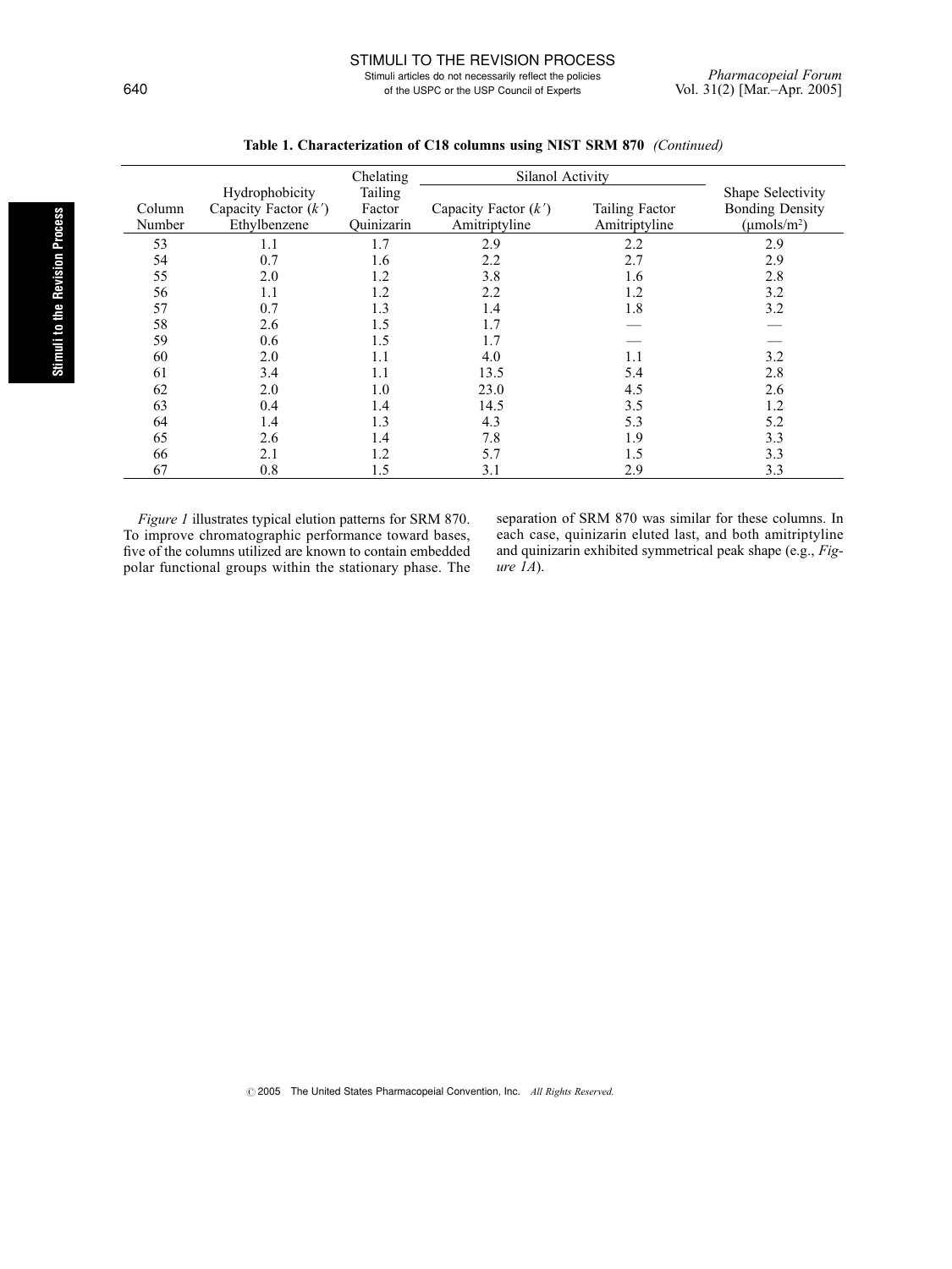**Table 1. Characterization of C18 columns using NIST SRM 870** *(Continued)*

| Column Number | Hydrophobicity Capacity Factor ($k'$) Ethylbenzene | Chelating Tailing Factor Quinizarin | Silanol Activity Capacity Factor ($k'$) Amitriptyline | Silanol Activity Tailing Factor Amitriptyline | Shape Selectivity Bonding Density (μmols/m²) |
|---|---|---|---|---|---|
| 53 | 1.1 | 1.7 | 2.9 | 2.2 | 2.9 |
| 54 | 0.7 | 1.6 | 2.2 | 2.7 | 2.9 |
| 55 | 2.0 | 1.2 | 3.8 | 1.6 | 2.8 |
| 56 | 1.1 | 1.2 | 2.2 | 1.2 | 3.2 |
| 57 | 0.7 | 1.3 | 1.4 | 1.8 | 3.2 |
| 58 | 2.6 | 1.5 | 1.7 | — | — |
| 59 | 0.6 | 1.5 | 1.7 | — | — |
| 60 | 2.0 | 1.1 | 4.0 | 1.1 | 3.2 |
| 61 | 3.4 | 1.1 | 13.5 | 5.4 | 2.8 |
| 62 | 2.0 | 1.0 | 23.0 | 4.5 | 2.6 |
| 63 | 0.4 | 1.4 | 14.5 | 3.5 | 1.2 |
| 64 | 1.4 | 1.3 | 4.3 | 5.3 | 5.2 |
| 65 | 2.6 | 1.4 | 7.8 | 1.9 | 3.3 |
| 66 | 2.1 | 1.2 | 5.7 | 1.5 | 3.3 |
| 67 | 0.8 | 1.5 | 3.1 | 2.9 | 3.3 |

*Figure 1* illustrates typical elution patterns for SRM 870. To improve chromatographic performance toward bases, five of the columns utilized are known to contain embedded polar functional groups within the stationary phase. The separation of SRM 870 was similar for these columns. In each case, quinizarin eluted last, and both amitriptyline and quinizarin exhibited symmetrical peak shape (e.g., *Figure 1A*).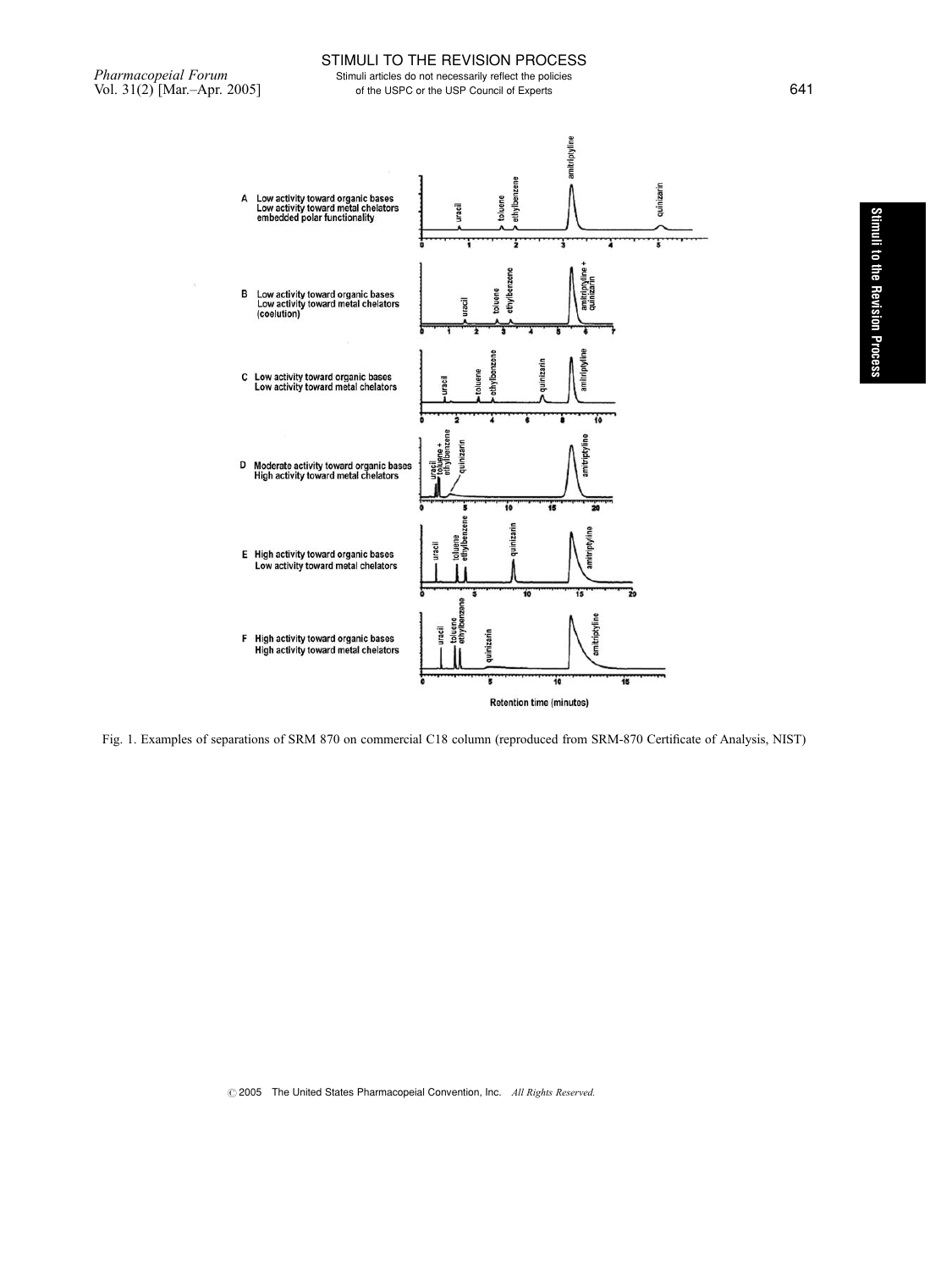A Low activity toward organic bases
Low activity toward metal chelators
embedded polar functionality

B Low activity toward organic bases
Low activity toward metal chelators
(coelution)

C Low activity toward organic bases
Low activity toward metal chelators

D Moderate activity toward organic bases
High activity toward metal chelators

E High activity toward organic bases
Low activity toward metal chelators

F High activity toward organic bases
High activity toward metal chelators

Retention time (minutes)

Fig. 1. Examples of separations of SRM 870 on commercial C18 column (reproduced from SRM-870 Certificate of Analysis, NIST)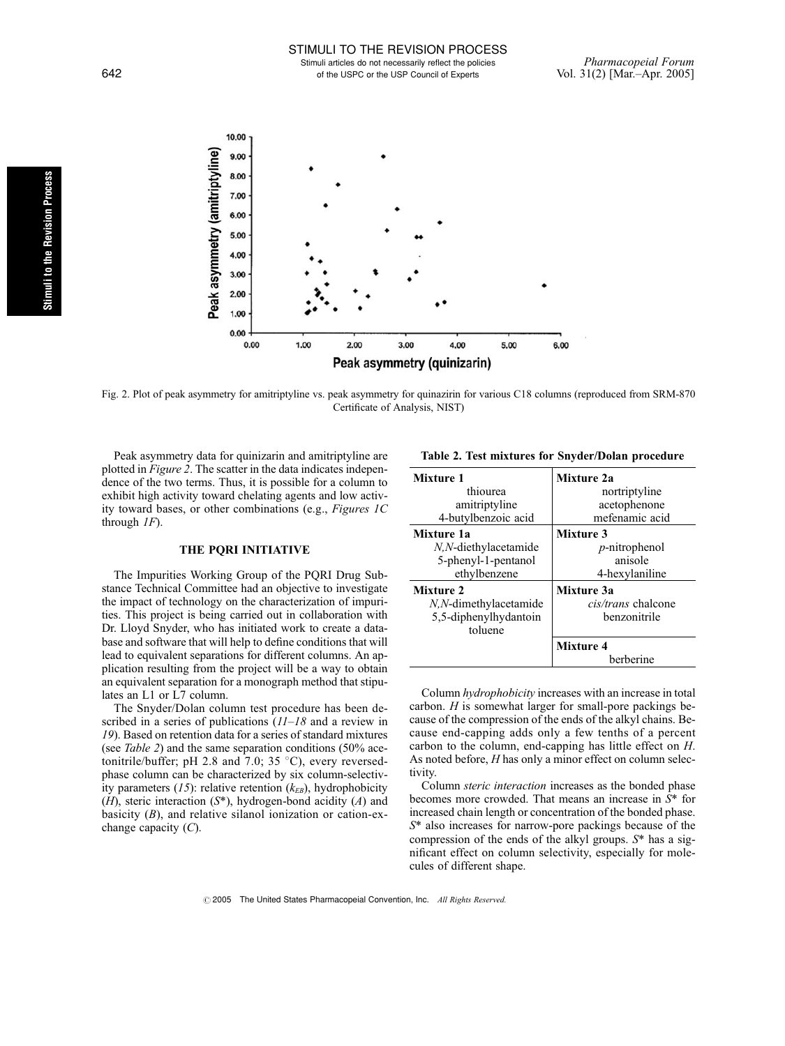Fig. 2. Plot of peak asymmetry for amitriptyline vs. peak asymmetry for quinazirin for various C18 columns (reproduced from SRM-870 Certificate of Analysis, NIST)

Peak asymmetry data for quinizarin and amitriptyline are plotted in *Figure 2*. The scatter in the data indicates independence of the two terms. Thus, it is possible for a column to exhibit high activity toward chelating agents and low activity toward bases, or other combinations (e.g., *Figures 1C* through *1F*).

## THE PQRI INITIATIVE

The Impurities Working Group of the PQRI Drug Substance Technical Committee had an objective to investigate the impact of technology on the characterization of impurities. This project is being carried out in collaboration with Dr. Lloyd Snyder, who has initiated work to create a database and software that will help to define conditions that will lead to equivalent separations for different columns. An application resulting from the project will be a way to obtain an equivalent separation for a monograph method that stipulates an L1 or L7 column.

The Snyder/Dolan column test procedure has been described in a series of publications (*11–18* and a review in *19*). Based on retention data for a series of standard mixtures (see *Table 2*) and the same separation conditions (50% acetonitrile/buffer; pH 2.8 and 7.0; 35 °C), every reversed-phase column can be characterized by six column-selectivity parameters (*15*): relative retention ($k_{EB}$), hydrophobicity (*H*), steric interaction (*S*\*), hydrogen-bond acidity (*A*) and basicity (*B*), and relative silanol ionization or cation-exchange capacity (*C*).

**Table 2. Test mixtures for Snyder/Dolan procedure**

| | |
|---|---|
| **Mixture 1**<br>thiourea<br>amitriptyline<br>4-butylbenzoic acid | **Mixture 2a**<br>nortriptyline<br>acetophenone<br>mefenamic acid |
| **Mixture 1a**<br>*N,N*-diethylacetamide<br>5-phenyl-1-pentanol<br>ethylbenzene | **Mixture 3**<br>*p*-nitrophenol<br>anisole<br>4-hexylaniline |
| **Mixture 2**<br>*N,N*-dimethylacetamide<br>5,5-diphenylhydantoin<br>toluene | **Mixture 3a**<br>*cis/trans* chalcone<br>benzonitrile |
| | **Mixture 4**<br>berberine |

Column *hydrophobicity* increases with an increase in total carbon. *H* is somewhat larger for small-pore packings because of the compression of the ends of the alkyl chains. Because end-capping adds only a few tenths of a percent carbon to the column, end-capping has little effect on *H*. As noted before, *H* has only a minor effect on column selectivity.

Column *steric interaction* increases as the bonded phase becomes more crowded. That means an increase in *S*\* for increased chain length or concentration of the bonded phase. *S*\* also increases for narrow-pore packings because of the compression of the ends of the alkyl groups. *S*\* has a significant effect on column selectivity, especially for molecules of different shape.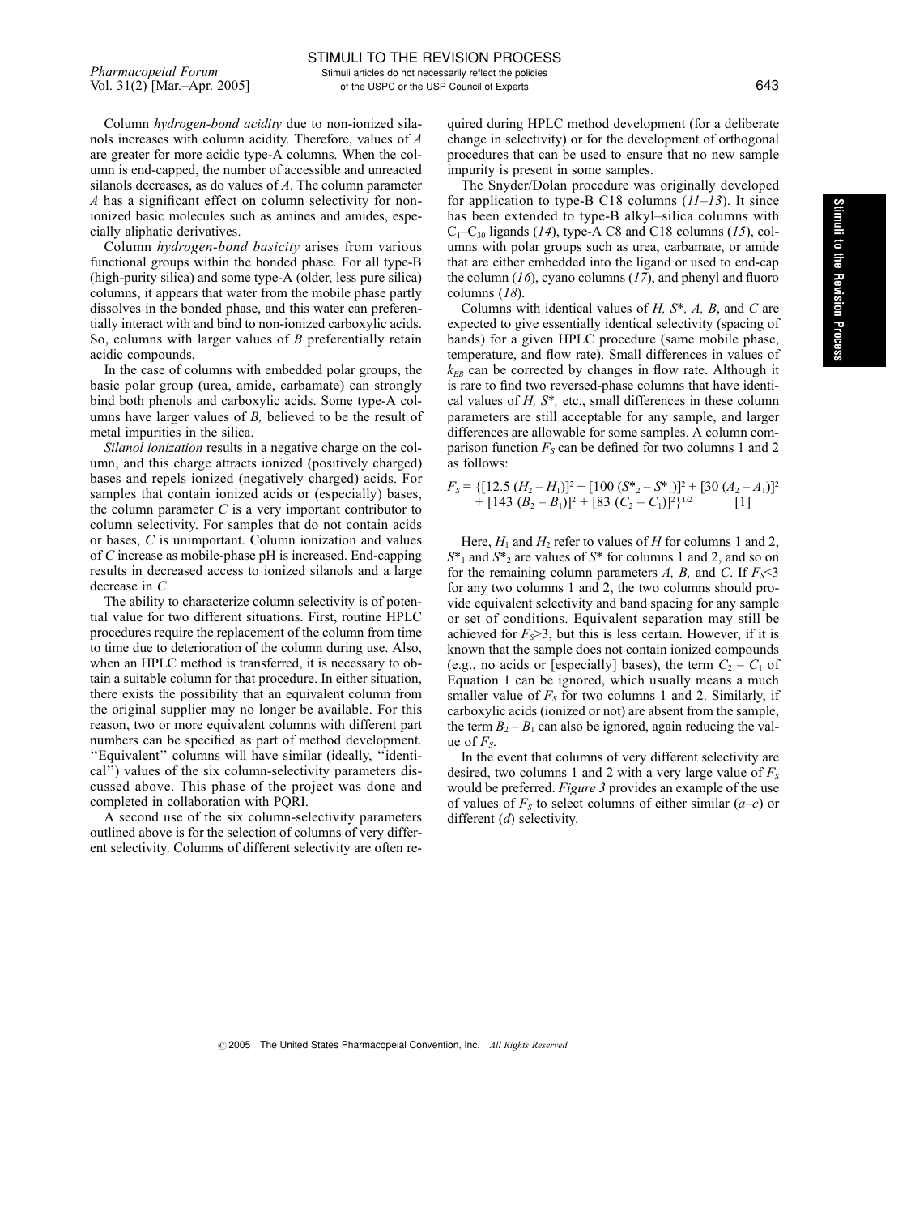Column *hydrogen-bond acidity* due to non-ionized silanols increases with column acidity. Therefore, values of $A$ are greater for more acidic type-A columns. When the column is end-capped, the number of accessible and unreacted silanols decreases, as do values of $A$. The column parameter $A$ has a significant effect on column selectivity for non-ionized basic molecules such as amines and amides, especially aliphatic derivatives.

Column *hydrogen-bond basicity* arises from various functional groups within the bonded phase. For all type-B (high-purity silica) and some type-A (older, less pure silica) columns, it appears that water from the mobile phase partly dissolves in the bonded phase, and this water can preferentially interact with and bind to non-ionized carboxylic acids. So, columns with larger values of $B$ preferentially retain acidic compounds.

In the case of columns with embedded polar groups, the basic polar group (urea, amide, carbamate) can strongly bind both phenols and carboxylic acids. Some type-A columns have larger values of $B$, believed to be the result of metal impurities in the silica.

*Silanol ionization* results in a negative charge on the column, and this charge attracts ionized (positively charged) bases and repels ionized (negatively charged) acids. For samples that contain ionized acids or (especially) bases, the column parameter $C$ is a very important contributor to column selectivity. For samples that do not contain acids or bases, $C$ is unimportant. Column ionization and values of $C$ increase as mobile-phase pH is increased. End-capping results in decreased access to ionized silanols and a large decrease in $C$.

The ability to characterize column selectivity is of potential value for two different situations. First, routine HPLC procedures require the replacement of the column from time to time due to deterioration of the column during use. Also, when an HPLC method is transferred, it is necessary to obtain a suitable column for that procedure. In either situation, there exists the possibility that an equivalent column from the original supplier may no longer be available. For this reason, two or more equivalent columns with different part numbers can be specified as part of method development. ''Equivalent'' columns will have similar (ideally, ''identical'') values of the six column-selectivity parameters discussed above. This phase of the project was done and completed in collaboration with PQRI.

A second use of the six column-selectivity parameters outlined above is for the selection of columns of very different selectivity. Columns of different selectivity are often required during HPLC method development (for a deliberate change in selectivity) or for the development of orthogonal procedures that can be used to ensure that no new sample impurity is present in some samples.

The Snyder/Dolan procedure was originally developed for application to type-B C18 columns (*11–13*). It since has been extended to type-B alkyl–silica columns with $C_1$–$C_{30}$ ligands (*14*), type-A C8 and C18 columns (*15*), columns with polar groups such as urea, carbamate, or amide that are either embedded into the ligand or used to end-cap the column (*16*), cyano columns (*17*), and phenyl and fluoro columns (*18*).

Columns with identical values of $H$, $S^*$, $A$, $B$, and $C$ are expected to give essentially identical selectivity (spacing of bands) for a given HPLC procedure (same mobile phase, temperature, and flow rate). Small differences in values of $k_{EB}$ can be corrected by changes in flow rate. Although it is rare to find two reversed-phase columns that have identical values of $H$, $S^*$, etc., small differences in these column parameters are still acceptable for any sample, and larger differences are allowable for some samples. A column comparison function $F_S$ can be defined for two columns 1 and 2 as follows:

$$F_S = \{[12.5\,(H_2 - H_1)]^2 + [100\,(S^*_2 - S^*_1)]^2 + [30\,(A_2 - A_1)]^2 + [143\,(B_2 - B_1)]^2 + [83\,(C_2 - C_1)]^2\}^{1/2} \quad [1]$$

Here, $H_1$ and $H_2$ refer to values of $H$ for columns 1 and 2, $S^*_1$ and $S^*_2$ are values of $S^*$ for columns 1 and 2, and so on for the remaining column parameters $A$, $B$, and $C$. If $F_S<3$ for any two columns 1 and 2, the two columns should provide equivalent selectivity and band spacing for any sample or set of conditions. Equivalent separation may still be achieved for $F_S>3$, but this is less certain. However, if it is known that the sample does not contain ionized compounds (e.g., no acids or [especially] bases), the term $C_2 - C_1$ of Equation 1 can be ignored, which usually means a much smaller value of $F_S$ for two columns 1 and 2. Similarly, if carboxylic acids (ionized or not) are absent from the sample, the term $B_2 - B_1$ can also be ignored, again reducing the value of $F_S$.

In the event that columns of very different selectivity are desired, two columns 1 and 2 with a very large value of $F_S$ would be preferred. *Figure 3* provides an example of the use of values of $F_S$ to select columns of either similar (*a–c*) or different (*d*) selectivity.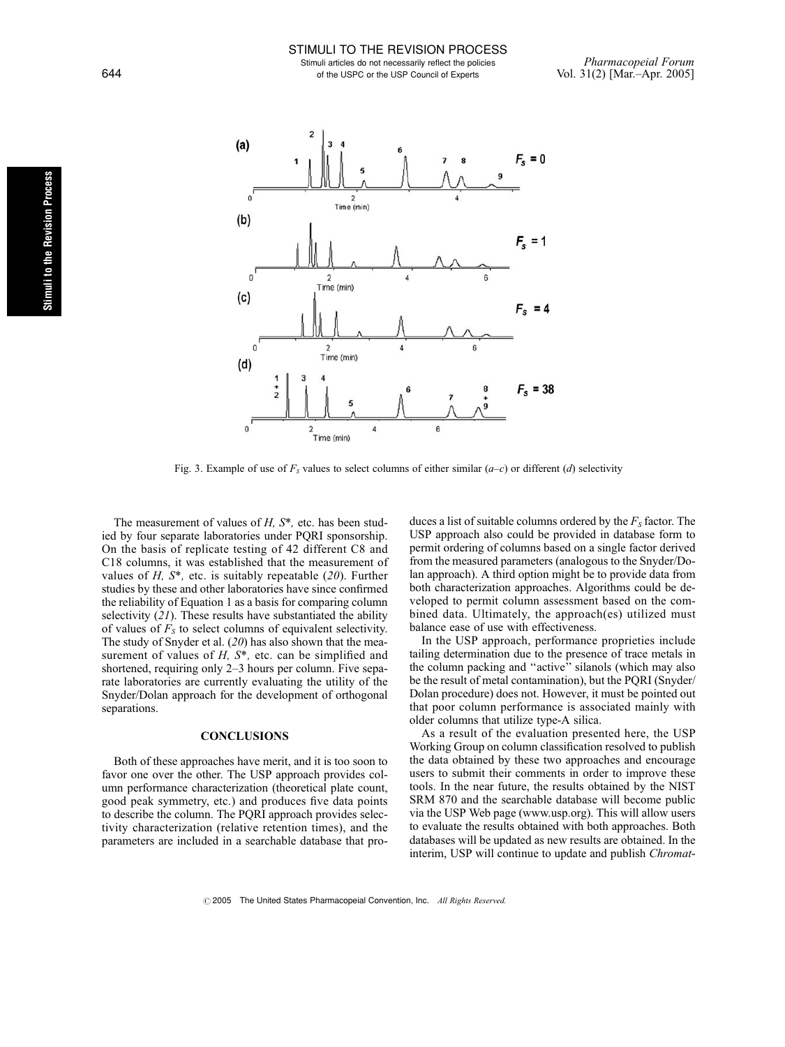Fig. 3. Example of use of $F_S$ values to select columns of either similar (*a–c*) or different (*d*) selectivity

The measurement of values of *H, S*\*, etc. has been studied by four separate laboratories under PQRI sponsorship. On the basis of replicate testing of 42 different C8 and C18 columns, it was established that the measurement of values of *H, S*\*, etc. is suitably repeatable (*20*). Further studies by these and other laboratories have since confirmed the reliability of Equation 1 as a basis for comparing column selectivity (*21*). These results have substantiated the ability of values of $F_S$ to select columns of equivalent selectivity. The study of Snyder et al. (*20*) has also shown that the measurement of values of *H, S*\*, etc. can be simplified and shortened, requiring only 2–3 hours per column. Five separate laboratories are currently evaluating the utility of the Snyder/Dolan approach for the development of orthogonal separations.

## CONCLUSIONS

Both of these approaches have merit, and it is too soon to favor one over the other. The USP approach provides column performance characterization (theoretical plate count, good peak symmetry, etc.) and produces five data points to describe the column. The PQRI approach provides selectivity characterization (relative retention times), and the parameters are included in a searchable database that produces a list of suitable columns ordered by the $F_S$ factor. The USP approach also could be provided in database form to permit ordering of columns based on a single factor derived from the measured parameters (analogous to the Snyder/Dolan approach). A third option might be to provide data from both characterization approaches. Algorithms could be developed to permit column assessment based on the combined data. Ultimately, the approach(es) utilized must balance ease of use with effectiveness.

In the USP approach, performance proprieties include tailing determination due to the presence of trace metals in the column packing and ''active'' silanols (which may also be the result of metal contamination), but the PQRI (Snyder/Dolan procedure) does not. However, it must be pointed out that poor column performance is associated mainly with older columns that utilize type-A silica.

As a result of the evaluation presented here, the USP Working Group on column classification resolved to publish the data obtained by these two approaches and encourage users to submit their comments in order to improve these tools. In the near future, the results obtained by the NIST SRM 870 and the searchable database will become public via the USP Web page (www.usp.org). This will allow users to evaluate the results obtained with both approaches. Both databases will be updated as new results are obtained. In the interim, USP will continue to update and publish *Chromat-*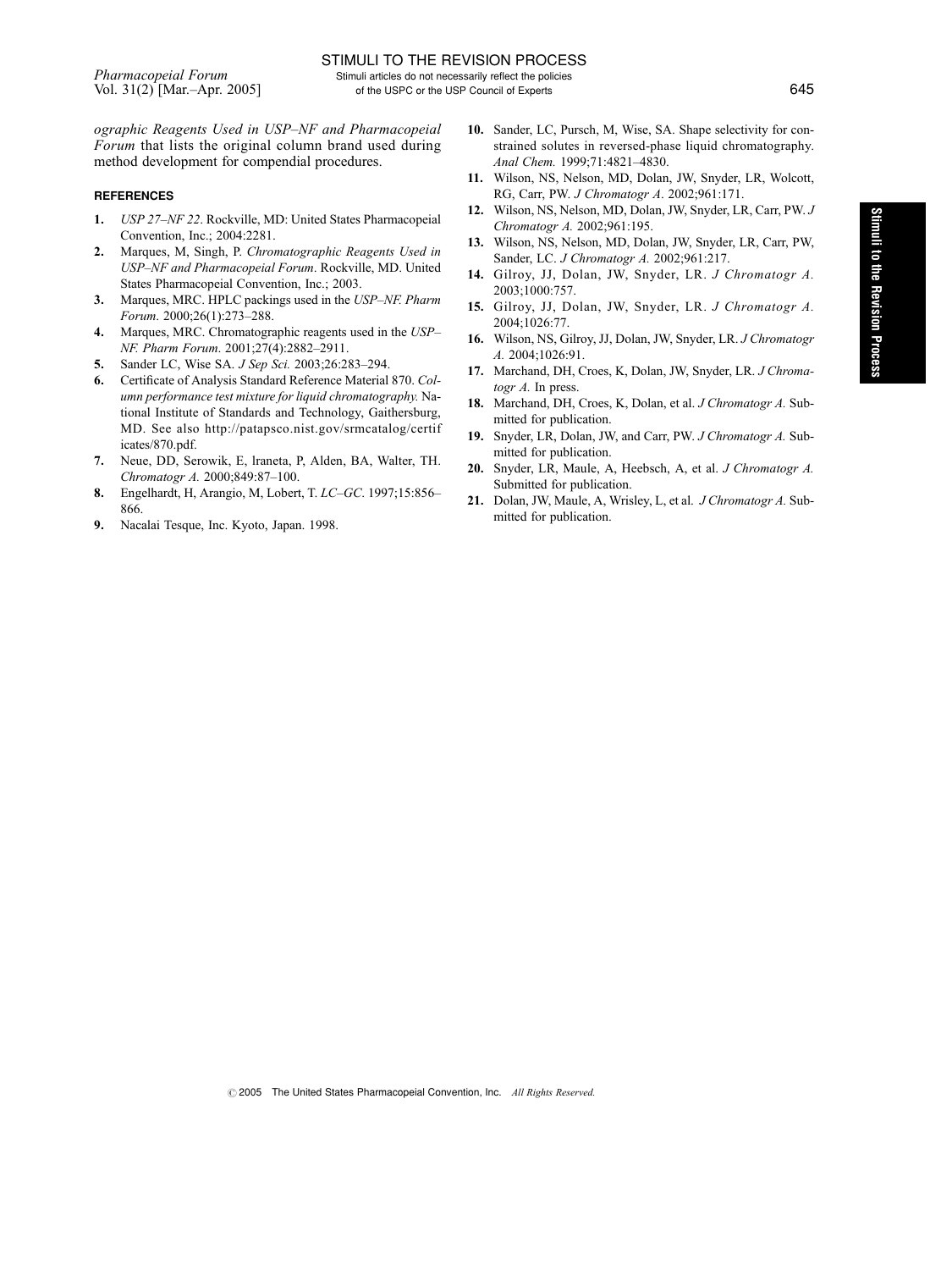*ographic Reagents Used in USP–NF and Pharmacopeial Forum* that lists the original column brand used during method development for compendial procedures.

## REFERENCES

1. *USP 27–NF 22*. Rockville, MD: United States Pharmacopeial Convention, Inc.; 2004:2281.
2. Marques, M, Singh, P. *Chromatographic Reagents Used in USP–NF and Pharmacopeial Forum*. Rockville, MD. United States Pharmacopeial Convention, Inc.; 2003.
3. Marques, MRC. HPLC packings used in the *USP–NF. Pharm Forum*. 2000;26(1):273–288.
4. Marques, MRC. Chromatographic reagents used in the *USP–NF. Pharm Forum*. 2001;27(4):2882–2911.
5. Sander LC, Wise SA. *J Sep Sci.* 2003;26:283–294.
6. Certificate of Analysis Standard Reference Material 870. *Column performance test mixture for liquid chromatography.* National Institute of Standards and Technology, Gaithersburg, MD. See also http://patapsco.nist.gov/srmcatalog/certificates/870.pdf.
7. Neue, DD, Serowik, E, lraneta, P, Alden, BA, Walter, TH. *Chromatogr A.* 2000;849:87–100.
8. Engelhardt, H, Arangio, M, Lobert, T. *LC–GC*. 1997;15:856–866.
9. Nacalai Tesque, Inc. Kyoto, Japan. 1998.
10. Sander, LC, Pursch, M, Wise, SA. Shape selectivity for constrained solutes in reversed-phase liquid chromatography. *Anal Chem.* 1999;71:4821–4830.
11. Wilson, NS, Nelson, MD, Dolan, JW, Snyder, LR, Wolcott, RG, Carr, PW. *J Chromatogr A*. 2002;961:171.
12. Wilson, NS, Nelson, MD, Dolan, JW, Snyder, LR, Carr, PW. *J Chromatogr A.* 2002;961:195.
13. Wilson, NS, Nelson, MD, Dolan, JW, Snyder, LR, Carr, PW, Sander, LC. *J Chromatogr A.* 2002;961:217.
14. Gilroy, JJ, Dolan, JW, Snyder, LR. *J Chromatogr A.* 2003;1000:757.
15. Gilroy, JJ, Dolan, JW, Snyder, LR. *J Chromatogr A.* 2004;1026:77.
16. Wilson, NS, Gilroy, JJ, Dolan, JW, Snyder, LR. *J Chromatogr A.* 2004;1026:91.
17. Marchand, DH, Croes, K, Dolan, JW, Snyder, LR. *J Chromatogr A.* In press.
18. Marchand, DH, Croes, K, Dolan, et al. *J Chromatogr A.* Submitted for publication.
19. Snyder, LR, Dolan, JW, and Carr, PW. *J Chromatogr A.* Submitted for publication.
20. Snyder, LR, Maule, A, Heebsch, A, et al. *J Chromatogr A.* Submitted for publication.
21. Dolan, JW, Maule, A, Wrisley, L, et al. *J Chromatogr A.* Submitted for publication.